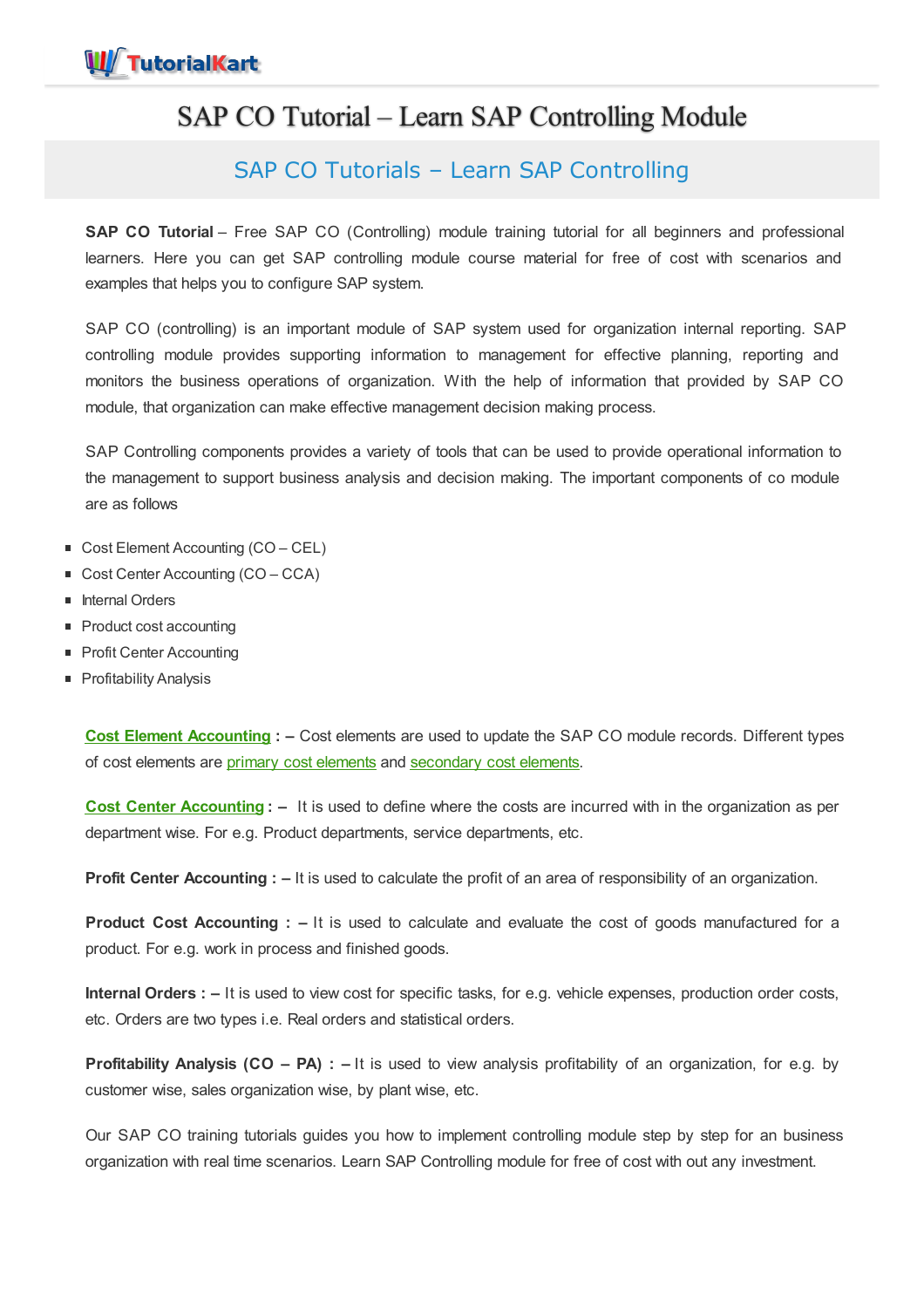# SAP CO Tutorial – Learn SAP Controlling Module

## SAP CO Tutorials – Learn SAP Controlling

**SAP CO Tutorial** – Free SAP CO (Controlling) module training tutorial for all beginners and professional learners. Here you can get SAP controlling module course material for free of cost with scenarios and examples that helps you to configure SAP system.

SAP CO (controlling) is an important module of SAP system used for organization internal reporting. SAP controlling module provides supporting information to management for effective planning, reporting and monitors the business operations of organization. With the help of information that provided by SAP CO module, that organization can make effective management decision making process.

SAP Controlling components provides a variety of tools that can be used to provide operational information to the management to support business analysis and decision making. The important components of co module are as follows

- Cost Element Accounting (CO – CEL)
- Cost Center Accounting (CO – CCA)
- Internal Orders
- Product cost accounting
- Profit Center Accounting
- Profitability Analysis

**Cost Element Accounting : –** Cost elements are used to update the SAP CO module records. Different types of cost elements are primary cost elements and secondary cost elements.

**Cost Center Accounting : –** It is used to define where the costs are incurred with in the organization as per department wise. For e.g. Product departments, service departments, etc.

**Profit Center Accounting : –** It is used to calculate the profit of an area of responsibility of an organization.

**Product Cost Accounting : –** It is used to calculate and evaluate the cost of goods manufactured for a product. For e.g. work in process and finished goods.

**Internal Orders : –** It is used to view cost for specific tasks, for e.g. vehicle expenses, production order costs, etc. Orders are two types i.e. Real orders and statistical orders.

**Profitability Analysis (CO – PA) : –** It is used to view analysis profitability of an organization, for e.g. by customer wise, sales organization wise, by plant wise, etc.

Our SAP CO training tutorials guides you how to implement controlling module step by step for an business organization with real time scenarios. Learn SAP Controlling module for free of cost with out any investment.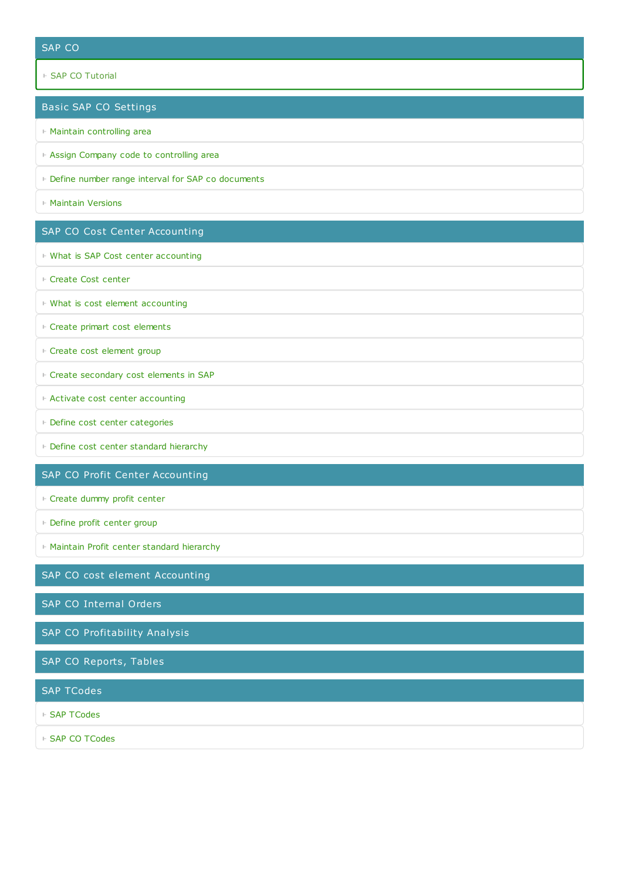## SAP CO

- SAP CO Tutorial

## Basic SAP CO Settings

- Maintain controlling area
- Assign Company code to controlling area
- Define number range interval for SAP co documents
- Maintain Versions

## SAP CO Cost Center Accounting

- What is SAP Cost center accounting
- Create Cost center
- What is cost element accounting
- Create primart cost elements
- Create cost element group
- Create secondary cost elements in SAP
- Activate cost center accounting
- Define cost center categories
- Define cost center standard hierarchy

## SAP CO Profit Center Accounting

- Create dummy profit center
- Define profit center group
- Maintain Profit center standard hierarchy

## SAP CO cost element Accounting

## SAP CO Internal Orders

## SAP CO Profitability Analysis

## SAP CO Reports, Tables

## SAP TCodes

- SAP TCodes
- SAP CO TCodes